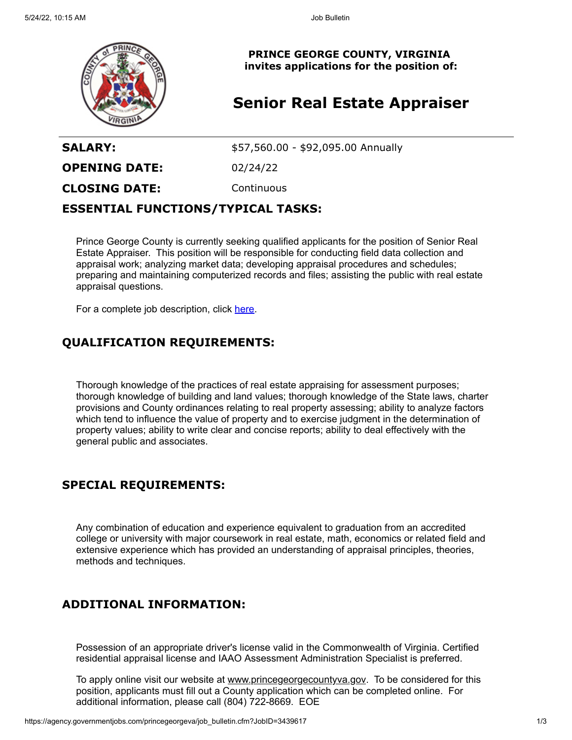**PRINCE GEORGE COUNTY, VIRGINIA**
**invites applications for the position of:**

# Senior Real Estate Appraiser

| | |
|---|---|
| **SALARY:** | $57,560.00 - $92,095.00 Annually |
| **OPENING DATE:** | 02/24/22 |
| **CLOSING DATE:** | Continuous |

## ESSENTIAL FUNCTIONS/TYPICAL TASKS:

Prince George County is currently seeking qualified applicants for the position of Senior Real Estate Appraiser. This position will be responsible for conducting field data collection and appraisal work; analyzing market data; developing appraisal procedures and schedules; preparing and maintaining computerized records and files; assisting the public with real estate appraisal questions.

For a complete job description, click here.

## QUALIFICATION REQUIREMENTS:

Thorough knowledge of the practices of real estate appraising for assessment purposes; thorough knowledge of building and land values; thorough knowledge of the State laws, charter provisions and County ordinances relating to real property assessing; ability to analyze factors which tend to influence the value of property and to exercise judgment in the determination of property values; ability to write clear and concise reports; ability to deal effectively with the general public and associates.

## SPECIAL REQUIREMENTS:

Any combination of education and experience equivalent to graduation from an accredited college or university with major coursework in real estate, math, economics or related field and extensive experience which has provided an understanding of appraisal principles, theories, methods and techniques.

## ADDITIONAL INFORMATION:

Possession of an appropriate driver's license valid in the Commonwealth of Virginia. Certified residential appraisal license and IAAO Assessment Administration Specialist is preferred.

To apply online visit our website at www.princegeorgecountyva.gov. To be considered for this position, applicants must fill out a County application which can be completed online. For additional information, please call (804) 722-8669. EOE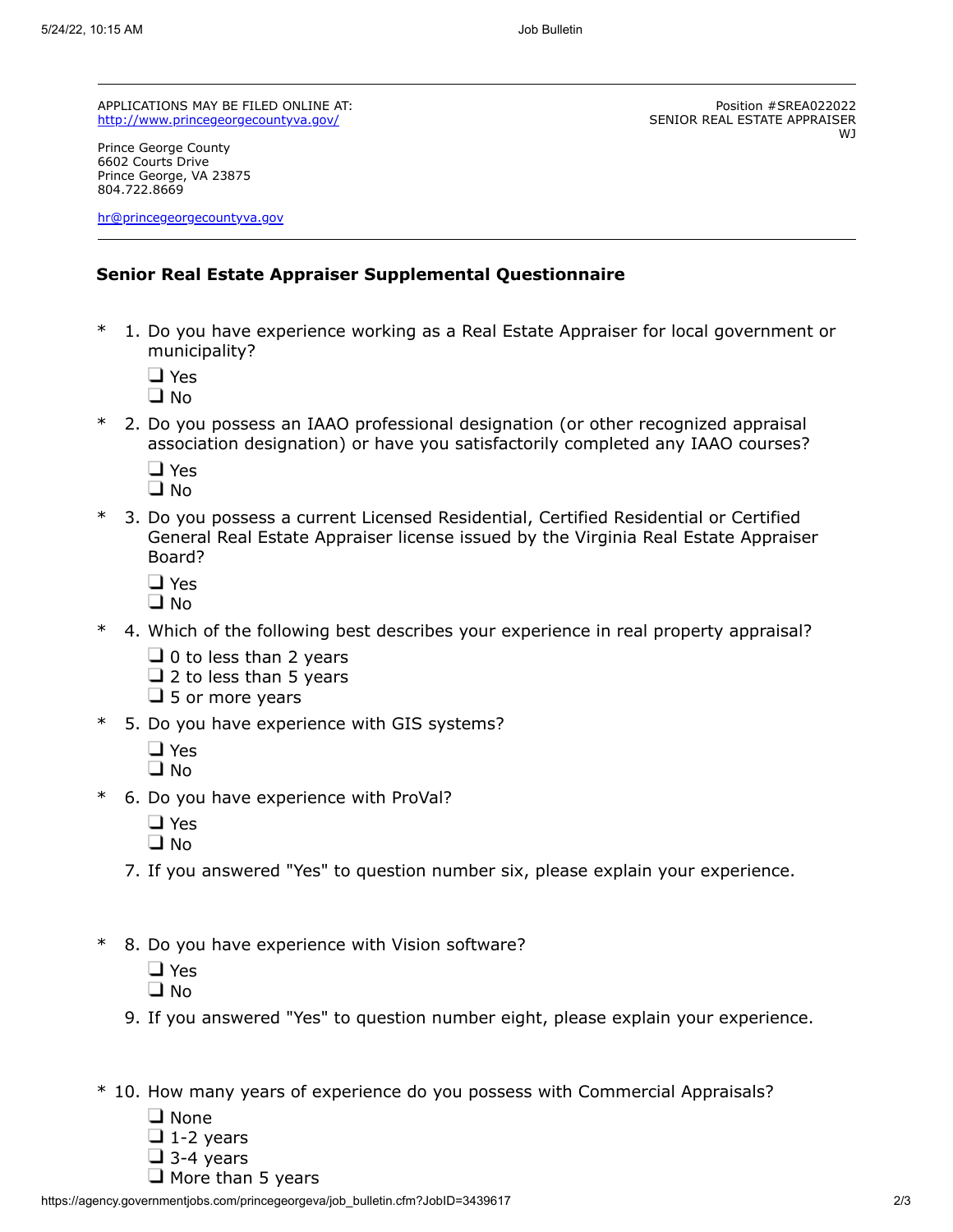APPLICATIONS MAY BE FILED ONLINE AT:
http://www.princegeorgecountyva.gov/

Position #SREA022022
SENIOR REAL ESTATE APPRAISER
WJ

Prince George County
6602 Courts Drive
Prince George, VA 23875
804.722.8669

hr@princegeorgecountyva.gov

### Senior Real Estate Appraiser Supplemental Questionnaire

\* 1. Do you have experience working as a Real Estate Appraiser for local government or municipality?

- ❑ Yes
- ❑ No

\* 2. Do you possess an IAAO professional designation (or other recognized appraisal association designation) or have you satisfactorily completed any IAAO courses?

- ❑ Yes
- ❑ No

\* 3. Do you possess a current Licensed Residential, Certified Residential or Certified General Real Estate Appraiser license issued by the Virginia Real Estate Appraiser Board?

- ❑ Yes
- ❑ No

\* 4. Which of the following best describes your experience in real property appraisal?

- ❑ 0 to less than 2 years
- ❑ 2 to less than 5 years
- ❑ 5 or more years

\* 5. Do you have experience with GIS systems?

- ❑ Yes
- ❑ No

\* 6. Do you have experience with ProVal?

- ❑ Yes
- ❑ No

7. If you answered "Yes" to question number six, please explain your experience.

\* 8. Do you have experience with Vision software?

- ❑ Yes
- ❑ No

9. If you answered "Yes" to question number eight, please explain your experience.

\* 10. How many years of experience do you possess with Commercial Appraisals?

- ❑ None
- ❑ 1-2 years
- ❑ 3-4 years
- ❑ More than 5 years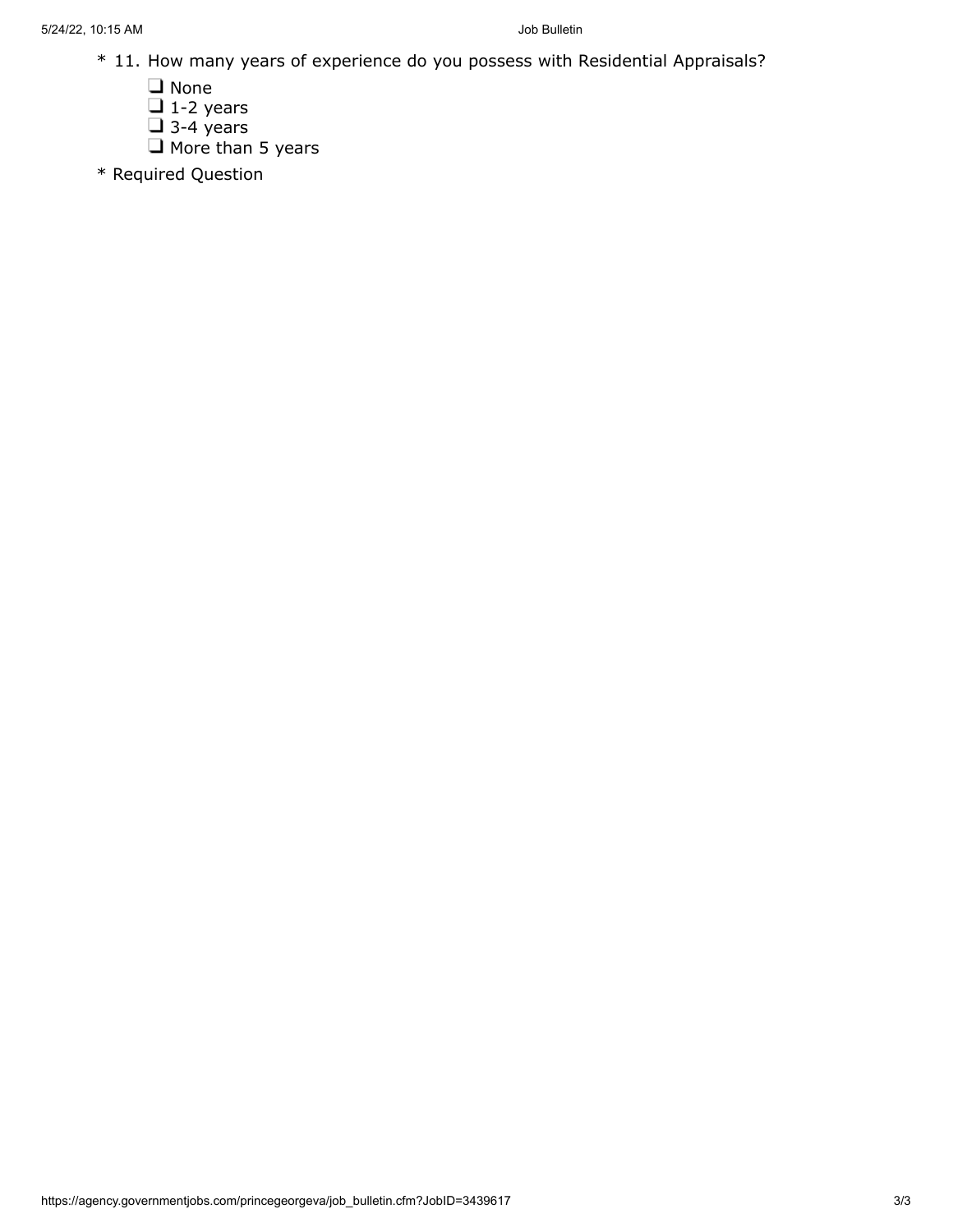* 11. How many years of experience do you possess with Residential Appraisals?

- ❑ None
- ❑ 1-2 years
- ❑ 3-4 years
- ❑ More than 5 years

* Required Question